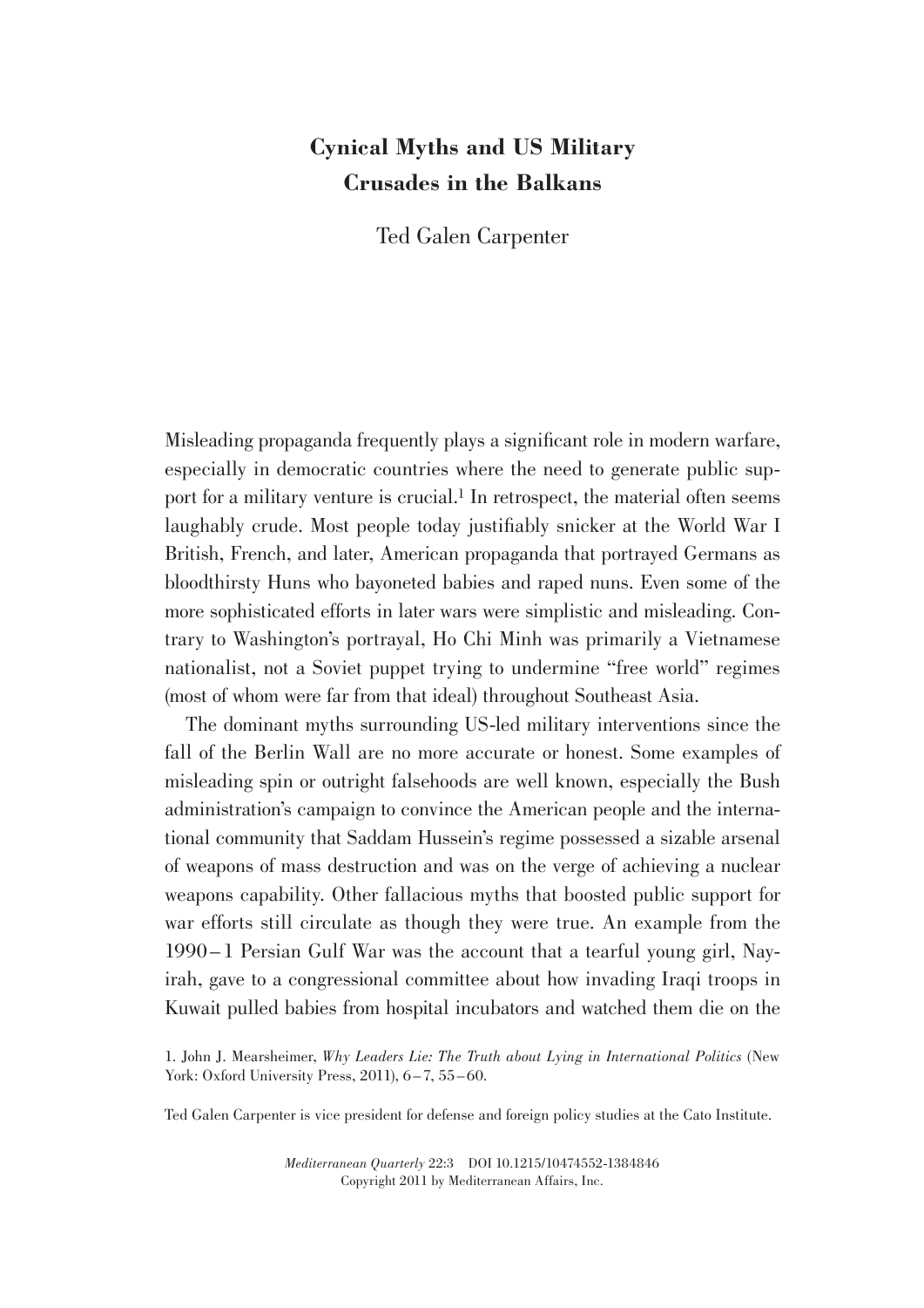# Cynical Myths and US Military Crusades in the Balkans

Ted Galen Carpenter

Misleading propaganda frequently plays a significant role in modern warfare, especially in democratic countries where the need to generate public support for a military venture is crucial.[1] In retrospect, the material often seems laughably crude. Most people today justifiably snicker at the World War I British, French, and later, American propaganda that portrayed Germans as bloodthirsty Huns who bayoneted babies and raped nuns. Even some of the more sophisticated efforts in later wars were simplistic and misleading. Contrary to Washington's portrayal, Ho Chi Minh was primarily a Vietnamese nationalist, not a Soviet puppet trying to undermine "free world" regimes (most of whom were far from that ideal) throughout Southeast Asia.

The dominant myths surrounding US-led military interventions since the fall of the Berlin Wall are no more accurate or honest. Some examples of misleading spin or outright falsehoods are well known, especially the Bush administration's campaign to convince the American people and the international community that Saddam Hussein's regime possessed a sizable arsenal of weapons of mass destruction and was on the verge of achieving a nuclear weapons capability. Other fallacious myths that boosted public support for war efforts still circulate as though they were true. An example from the 1990–1 Persian Gulf War was the account that a tearful young girl, Nayirah, gave to a congressional committee about how invading Iraqi troops in Kuwait pulled babies from hospital incubators and watched them die on the

1. John J. Mearsheimer, *Why Leaders Lie: The Truth about Lying in International Politics* (New York: Oxford University Press, 2011), 6–7, 55–60.

Ted Galen Carpenter is vice president for defense and foreign policy studies at the Cato Institute.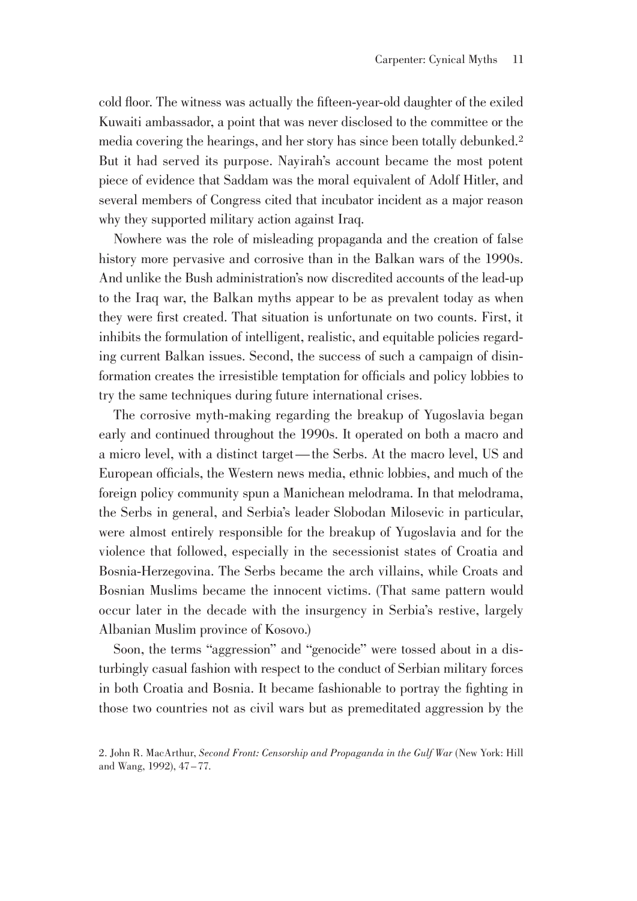cold floor. The witness was actually the fifteen-year-old daughter of the exiled Kuwaiti ambassador, a point that was never disclosed to the committee or the media covering the hearings, and her story has since been totally debunked.[2] But it had served its purpose. Nayirah's account became the most potent piece of evidence that Saddam was the moral equivalent of Adolf Hitler, and several members of Congress cited that incubator incident as a major reason why they supported military action against Iraq.

Nowhere was the role of misleading propaganda and the creation of false history more pervasive and corrosive than in the Balkan wars of the 1990s. And unlike the Bush administration's now discredited accounts of the lead-up to the Iraq war, the Balkan myths appear to be as prevalent today as when they were first created. That situation is unfortunate on two counts. First, it inhibits the formulation of intelligent, realistic, and equitable policies regarding current Balkan issues. Second, the success of such a campaign of disinformation creates the irresistible temptation for officials and policy lobbies to try the same techniques during future international crises.

The corrosive myth-making regarding the breakup of Yugoslavia began early and continued throughout the 1990s. It operated on both a macro and a micro level, with a distinct target—the Serbs. At the macro level, US and European officials, the Western news media, ethnic lobbies, and much of the foreign policy community spun a Manichean melodrama. In that melodrama, the Serbs in general, and Serbia's leader Slobodan Milosevic in particular, were almost entirely responsible for the breakup of Yugoslavia and for the violence that followed, especially in the secessionist states of Croatia and Bosnia-Herzegovina. The Serbs became the arch villains, while Croats and Bosnian Muslims became the innocent victims. (That same pattern would occur later in the decade with the insurgency in Serbia's restive, largely Albanian Muslim province of Kosovo.)

Soon, the terms "aggression" and "genocide" were tossed about in a disturbingly casual fashion with respect to the conduct of Serbian military forces in both Croatia and Bosnia. It became fashionable to portray the fighting in those two countries not as civil wars but as premeditated aggression by the

2. John R. MacArthur, *Second Front: Censorship and Propaganda in the Gulf War* (New York: Hill and Wang, 1992), 47–77.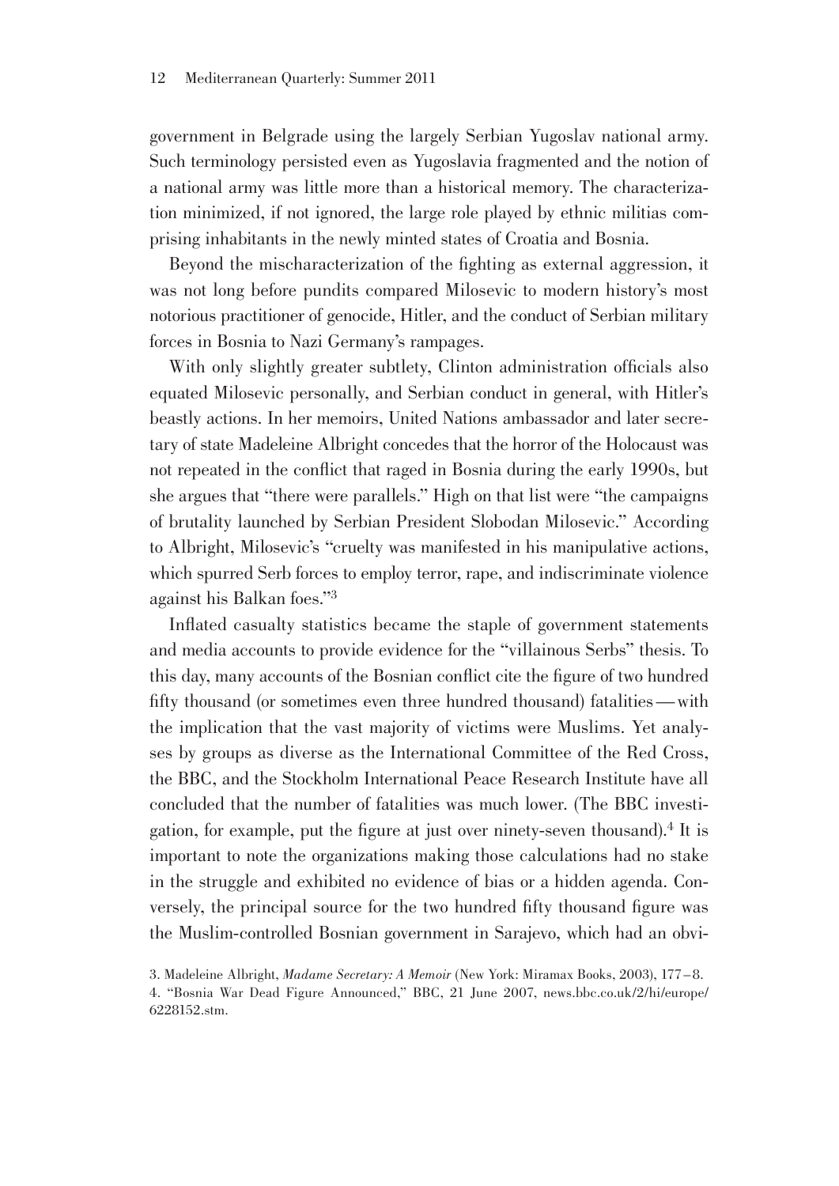government in Belgrade using the largely Serbian Yugoslav national army. Such terminology persisted even as Yugoslavia fragmented and the notion of a national army was little more than a historical memory. The characterization minimized, if not ignored, the large role played by ethnic militias comprising inhabitants in the newly minted states of Croatia and Bosnia.

Beyond the mischaracterization of the fighting as external aggression, it was not long before pundits compared Milosevic to modern history's most notorious practitioner of genocide, Hitler, and the conduct of Serbian military forces in Bosnia to Nazi Germany's rampages.

With only slightly greater subtlety, Clinton administration officials also equated Milosevic personally, and Serbian conduct in general, with Hitler's beastly actions. In her memoirs, United Nations ambassador and later secretary of state Madeleine Albright concedes that the horror of the Holocaust was not repeated in the conflict that raged in Bosnia during the early 1990s, but she argues that "there were parallels." High on that list were "the campaigns of brutality launched by Serbian President Slobodan Milosevic." According to Albright, Milosevic's "cruelty was manifested in his manipulative actions, which spurred Serb forces to employ terror, rape, and indiscriminate violence against his Balkan foes."[3]

Inflated casualty statistics became the staple of government statements and media accounts to provide evidence for the "villainous Serbs" thesis. To this day, many accounts of the Bosnian conflict cite the figure of two hundred fifty thousand (or sometimes even three hundred thousand) fatalities — with the implication that the vast majority of victims were Muslims. Yet analyses by groups as diverse as the International Committee of the Red Cross, the BBC, and the Stockholm International Peace Research Institute have all concluded that the number of fatalities was much lower. (The BBC investigation, for example, put the figure at just over ninety-seven thousand).[4] It is important to note the organizations making those calculations had no stake in the struggle and exhibited no evidence of bias or a hidden agenda. Conversely, the principal source for the two hundred fifty thousand figure was the Muslim-controlled Bosnian government in Sarajevo, which had an obvi-

3. Madeleine Albright, *Madame Secretary: A Memoir* (New York: Miramax Books, 2003), 177–8.

4. "Bosnia War Dead Figure Announced," BBC, 21 June 2007, news.bbc.co.uk/2/hi/europe/6228152.stm.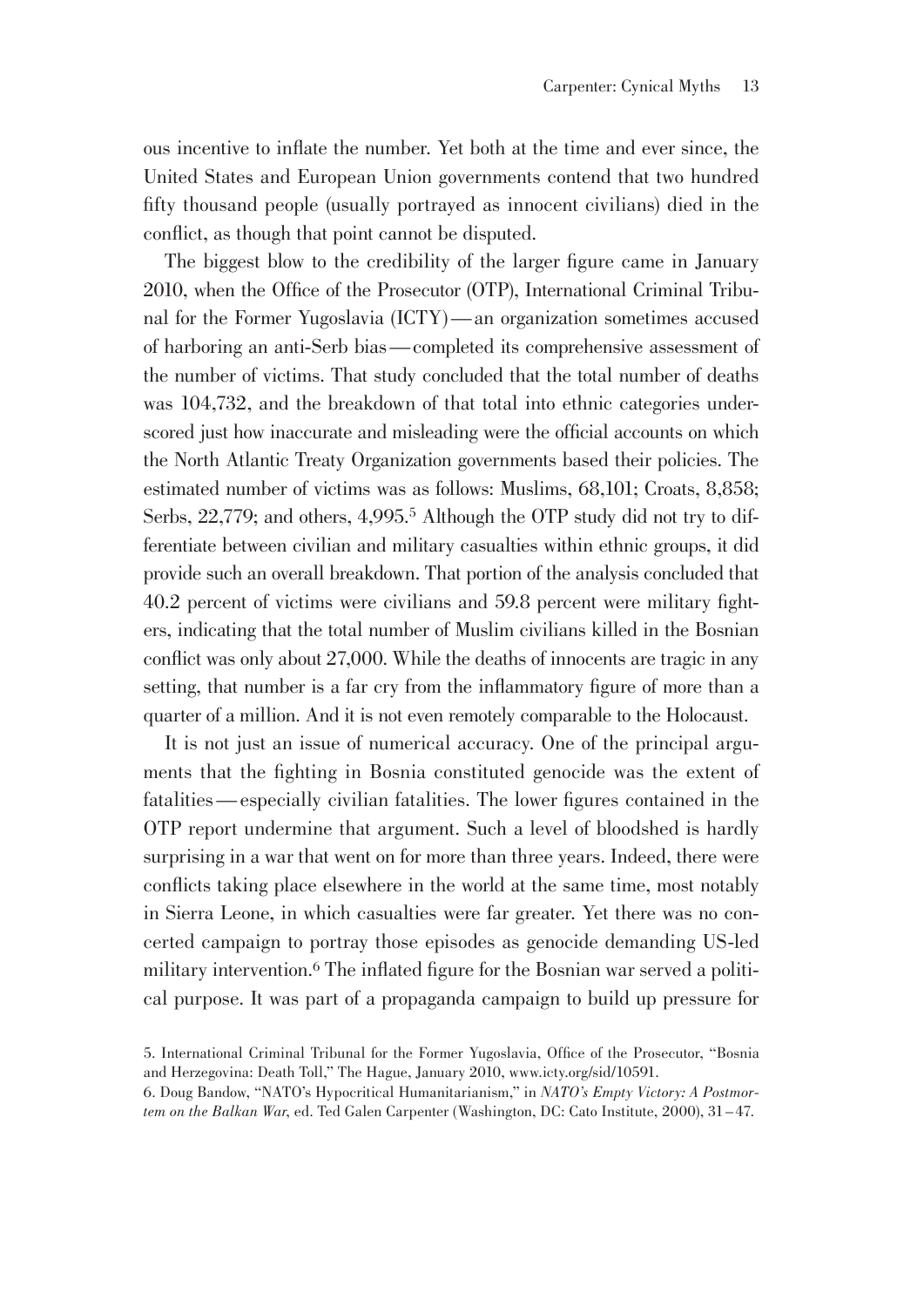ous incentive to inflate the number. Yet both at the time and ever since, the United States and European Union governments contend that two hundred fifty thousand people (usually portrayed as innocent civilians) died in the conflict, as though that point cannot be disputed.

The biggest blow to the credibility of the larger figure came in January 2010, when the Office of the Prosecutor (OTP), International Criminal Tribunal for the Former Yugoslavia (ICTY)—an organization sometimes accused of harboring an anti-Serb bias—completed its comprehensive assessment of the number of victims. That study concluded that the total number of deaths was 104,732, and the breakdown of that total into ethnic categories underscored just how inaccurate and misleading were the official accounts on which the North Atlantic Treaty Organization governments based their policies. The estimated number of victims was as follows: Muslims, 68,101; Croats, 8,858; Serbs, 22,779; and others, 4,995.[5] Although the OTP study did not try to differentiate between civilian and military casualties within ethnic groups, it did provide such an overall breakdown. That portion of the analysis concluded that 40.2 percent of victims were civilians and 59.8 percent were military fighters, indicating that the total number of Muslim civilians killed in the Bosnian conflict was only about 27,000. While the deaths of innocents are tragic in any setting, that number is a far cry from the inflammatory figure of more than a quarter of a million. And it is not even remotely comparable to the Holocaust.

It is not just an issue of numerical accuracy. One of the principal arguments that the fighting in Bosnia constituted genocide was the extent of fatalities—especially civilian fatalities. The lower figures contained in the OTP report undermine that argument. Such a level of bloodshed is hardly surprising in a war that went on for more than three years. Indeed, there were conflicts taking place elsewhere in the world at the same time, most notably in Sierra Leone, in which casualties were far greater. Yet there was no concerted campaign to portray those episodes as genocide demanding US-led military intervention.[6] The inflated figure for the Bosnian war served a political purpose. It was part of a propaganda campaign to build up pressure for

5. International Criminal Tribunal for the Former Yugoslavia, Office of the Prosecutor, "Bosnia and Herzegovina: Death Toll," The Hague, January 2010, www.icty.org/sid/10591.

6. Doug Bandow, "NATO's Hypocritical Humanitarianism," in *NATO's Empty Victory: A Postmortem on the Balkan War*, ed. Ted Galen Carpenter (Washington, DC: Cato Institute, 2000), 31–47.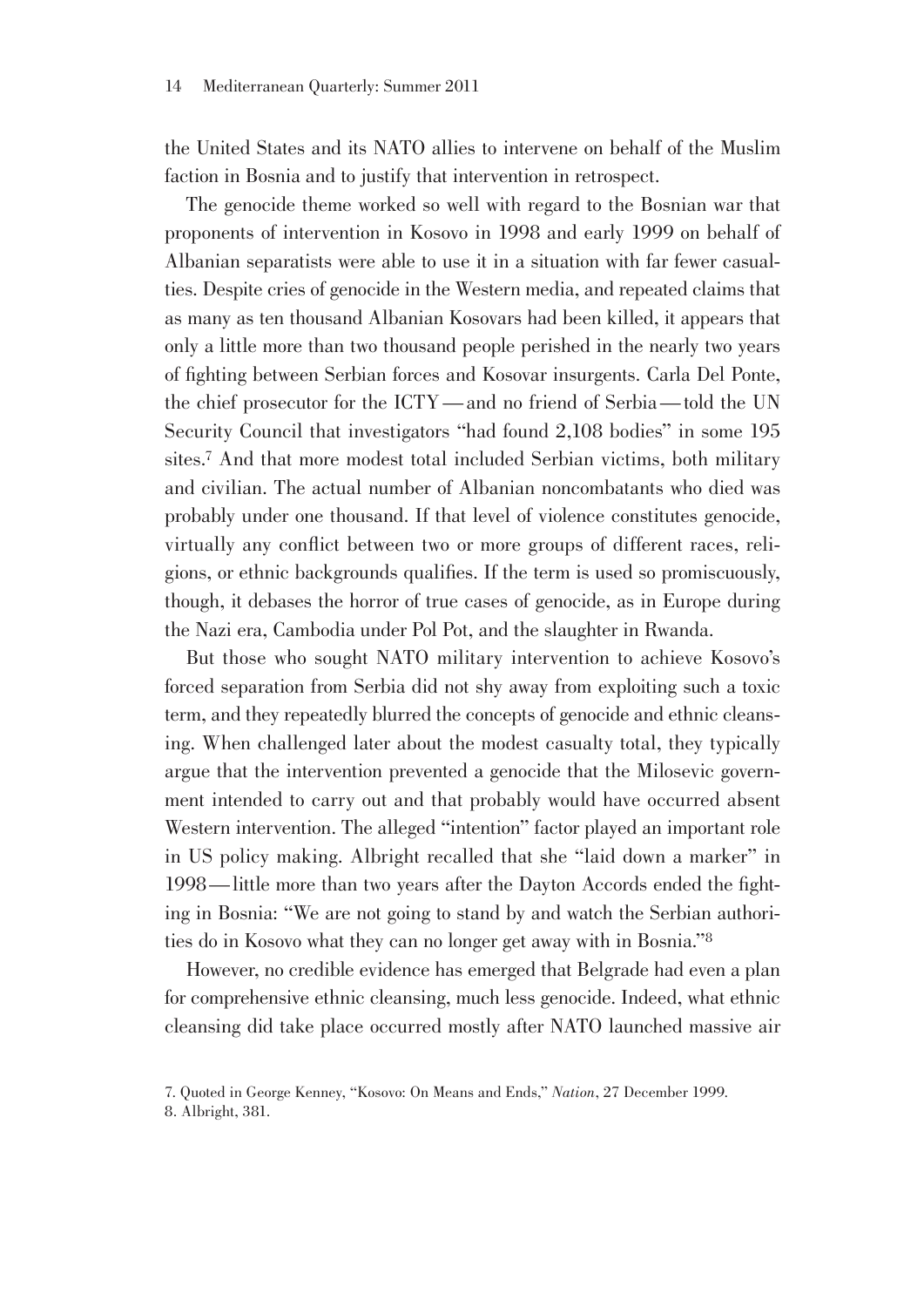the United States and its NATO allies to intervene on behalf of the Muslim faction in Bosnia and to justify that intervention in retrospect.

The genocide theme worked so well with regard to the Bosnian war that proponents of intervention in Kosovo in 1998 and early 1999 on behalf of Albanian separatists were able to use it in a situation with far fewer casualties. Despite cries of genocide in the Western media, and repeated claims that as many as ten thousand Albanian Kosovars had been killed, it appears that only a little more than two thousand people perished in the nearly two years of fighting between Serbian forces and Kosovar insurgents. Carla Del Ponte, the chief prosecutor for the ICTY — and no friend of Serbia — told the UN Security Council that investigators "had found 2,108 bodies" in some 195 sites.[7] And that more modest total included Serbian victims, both military and civilian. The actual number of Albanian noncombatants who died was probably under one thousand. If that level of violence constitutes genocide, virtually any conflict between two or more groups of different races, religions, or ethnic backgrounds qualifies. If the term is used so promiscuously, though, it debases the horror of true cases of genocide, as in Europe during the Nazi era, Cambodia under Pol Pot, and the slaughter in Rwanda.

But those who sought NATO military intervention to achieve Kosovo's forced separation from Serbia did not shy away from exploiting such a toxic term, and they repeatedly blurred the concepts of genocide and ethnic cleansing. When challenged later about the modest casualty total, they typically argue that the intervention prevented a genocide that the Milosevic government intended to carry out and that probably would have occurred absent Western intervention. The alleged "intention" factor played an important role in US policy making. Albright recalled that she "laid down a marker" in 1998 — little more than two years after the Dayton Accords ended the fighting in Bosnia: "We are not going to stand by and watch the Serbian authorities do in Kosovo what they can no longer get away with in Bosnia."[8]

However, no credible evidence has emerged that Belgrade had even a plan for comprehensive ethnic cleansing, much less genocide. Indeed, what ethnic cleansing did take place occurred mostly after NATO launched massive air

7. Quoted in George Kenney, "Kosovo: On Means and Ends," *Nation*, 27 December 1999.
8. Albright, 381.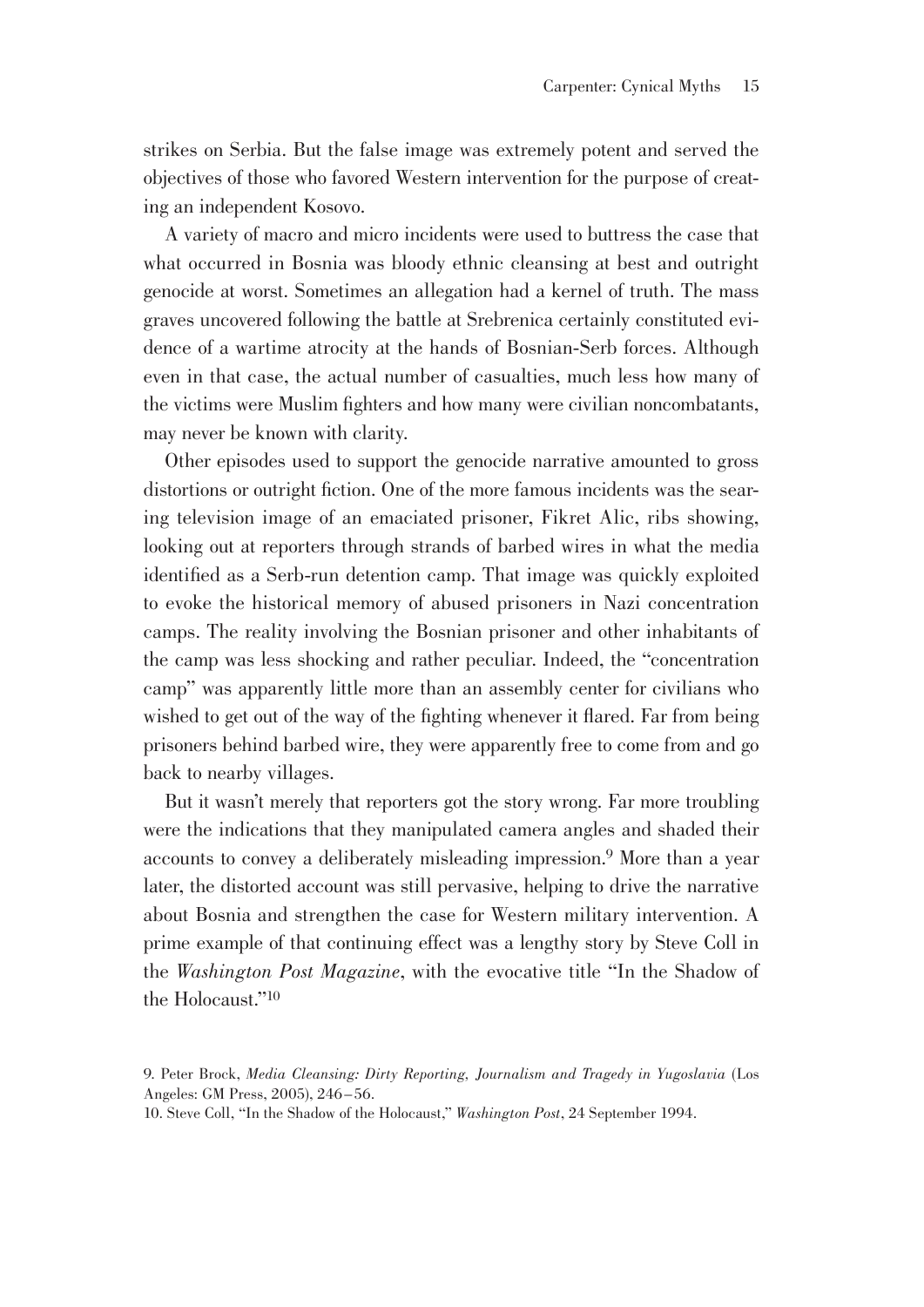strikes on Serbia. But the false image was extremely potent and served the objectives of those who favored Western intervention for the purpose of creating an independent Kosovo.

A variety of macro and micro incidents were used to buttress the case that what occurred in Bosnia was bloody ethnic cleansing at best and outright genocide at worst. Sometimes an allegation had a kernel of truth. The mass graves uncovered following the battle at Srebrenica certainly constituted evidence of a wartime atrocity at the hands of Bosnian-Serb forces. Although even in that case, the actual number of casualties, much less how many of the victims were Muslim fighters and how many were civilian noncombatants, may never be known with clarity.

Other episodes used to support the genocide narrative amounted to gross distortions or outright fiction. One of the more famous incidents was the searing television image of an emaciated prisoner, Fikret Alic, ribs showing, looking out at reporters through strands of barbed wires in what the media identified as a Serb-run detention camp. That image was quickly exploited to evoke the historical memory of abused prisoners in Nazi concentration camps. The reality involving the Bosnian prisoner and other inhabitants of the camp was less shocking and rather peculiar. Indeed, the "concentration camp" was apparently little more than an assembly center for civilians who wished to get out of the way of the fighting whenever it flared. Far from being prisoners behind barbed wire, they were apparently free to come from and go back to nearby villages.

But it wasn't merely that reporters got the story wrong. Far more troubling were the indications that they manipulated camera angles and shaded their accounts to convey a deliberately misleading impression.[9] More than a year later, the distorted account was still pervasive, helping to drive the narrative about Bosnia and strengthen the case for Western military intervention. A prime example of that continuing effect was a lengthy story by Steve Coll in the *Washington Post Magazine*, with the evocative title "In the Shadow of the Holocaust."[10]

9. Peter Brock, *Media Cleansing: Dirty Reporting, Journalism and Tragedy in Yugoslavia* (Los Angeles: GM Press, 2005), 246–56.

10. Steve Coll, "In the Shadow of the Holocaust," *Washington Post*, 24 September 1994.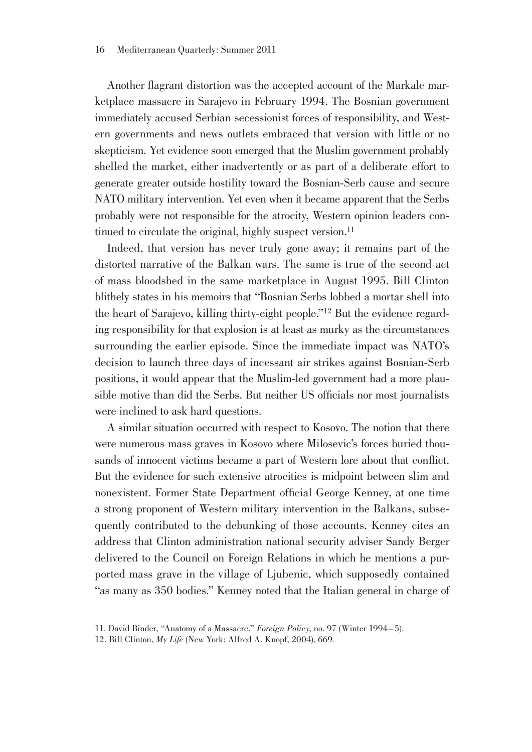Another flagrant distortion was the accepted account of the Markale marketplace massacre in Sarajevo in February 1994. The Bosnian government immediately accused Serbian secessionist forces of responsibility, and Western governments and news outlets embraced that version with little or no skepticism. Yet evidence soon emerged that the Muslim government probably shelled the market, either inadvertently or as part of a deliberate effort to generate greater outside hostility toward the Bosnian-Serb cause and secure NATO military intervention. Yet even when it became apparent that the Serbs probably were not responsible for the atrocity, Western opinion leaders continued to circulate the original, highly suspect version.[11]

Indeed, that version has never truly gone away; it remains part of the distorted narrative of the Balkan wars. The same is true of the second act of mass bloodshed in the same marketplace in August 1995. Bill Clinton blithely states in his memoirs that "Bosnian Serbs lobbed a mortar shell into the heart of Sarajevo, killing thirty-eight people."[12] But the evidence regarding responsibility for that explosion is at least as murky as the circumstances surrounding the earlier episode. Since the immediate impact was NATO's decision to launch three days of incessant air strikes against Bosnian-Serb positions, it would appear that the Muslim-led government had a more plausible motive than did the Serbs. But neither US officials nor most journalists were inclined to ask hard questions.

A similar situation occurred with respect to Kosovo. The notion that there were numerous mass graves in Kosovo where Milosevic's forces buried thousands of innocent victims became a part of Western lore about that conflict. But the evidence for such extensive atrocities is midpoint between slim and nonexistent. Former State Department official George Kenney, at one time a strong proponent of Western military intervention in the Balkans, subsequently contributed to the debunking of those accounts. Kenney cites an address that Clinton administration national security adviser Sandy Berger delivered to the Council on Foreign Relations in which he mentions a purported mass grave in the village of Ljubenic, which supposedly contained "as many as 350 bodies." Kenney noted that the Italian general in charge of

11. David Binder, "Anatomy of a Massacre," *Foreign Policy*, no. 97 (Winter 1994–5).

12. Bill Clinton, *My Life* (New York: Alfred A. Knopf, 2004), 669.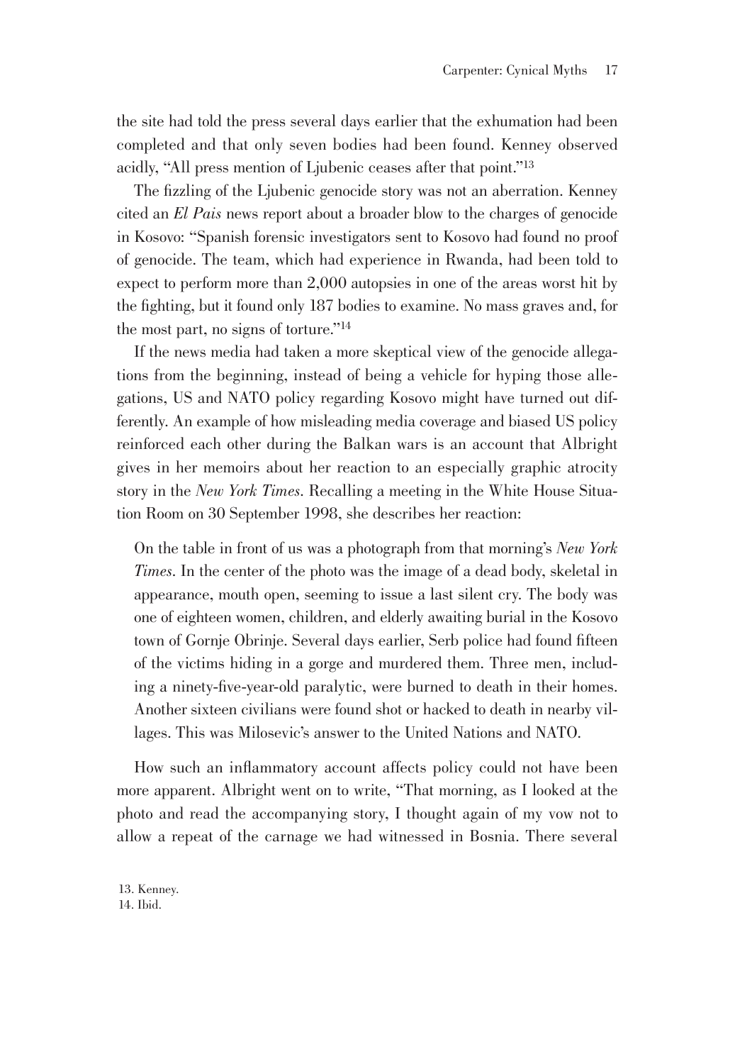the site had told the press several days earlier that the exhumation had been completed and that only seven bodies had been found. Kenney observed acidly, "All press mention of Ljubenic ceases after that point."[13]

The fizzling of the Ljubenic genocide story was not an aberration. Kenney cited an *El Pais* news report about a broader blow to the charges of genocide in Kosovo: "Spanish forensic investigators sent to Kosovo had found no proof of genocide. The team, which had experience in Rwanda, had been told to expect to perform more than 2,000 autopsies in one of the areas worst hit by the fighting, but it found only 187 bodies to examine. No mass graves and, for the most part, no signs of torture."[14]

If the news media had taken a more skeptical view of the genocide allegations from the beginning, instead of being a vehicle for hyping those allegations, US and NATO policy regarding Kosovo might have turned out differently. An example of how misleading media coverage and biased US policy reinforced each other during the Balkan wars is an account that Albright gives in her memoirs about her reaction to an especially graphic atrocity story in the *New York Times*. Recalling a meeting in the White House Situation Room on 30 September 1998, she describes her reaction:

> On the table in front of us was a photograph from that morning's *New York Times*. In the center of the photo was the image of a dead body, skeletal in appearance, mouth open, seeming to issue a last silent cry. The body was one of eighteen women, children, and elderly awaiting burial in the Kosovo town of Gornje Obrinje. Several days earlier, Serb police had found fifteen of the victims hiding in a gorge and murdered them. Three men, including a ninety-five-year-old paralytic, were burned to death in their homes. Another sixteen civilians were found shot or hacked to death in nearby villages. This was Milosevic's answer to the United Nations and NATO.

How such an inflammatory account affects policy could not have been more apparent. Albright went on to write, "That morning, as I looked at the photo and read the accompanying story, I thought again of my vow not to allow a repeat of the carnage we had witnessed in Bosnia. There several

13. Kenney.
14. Ibid.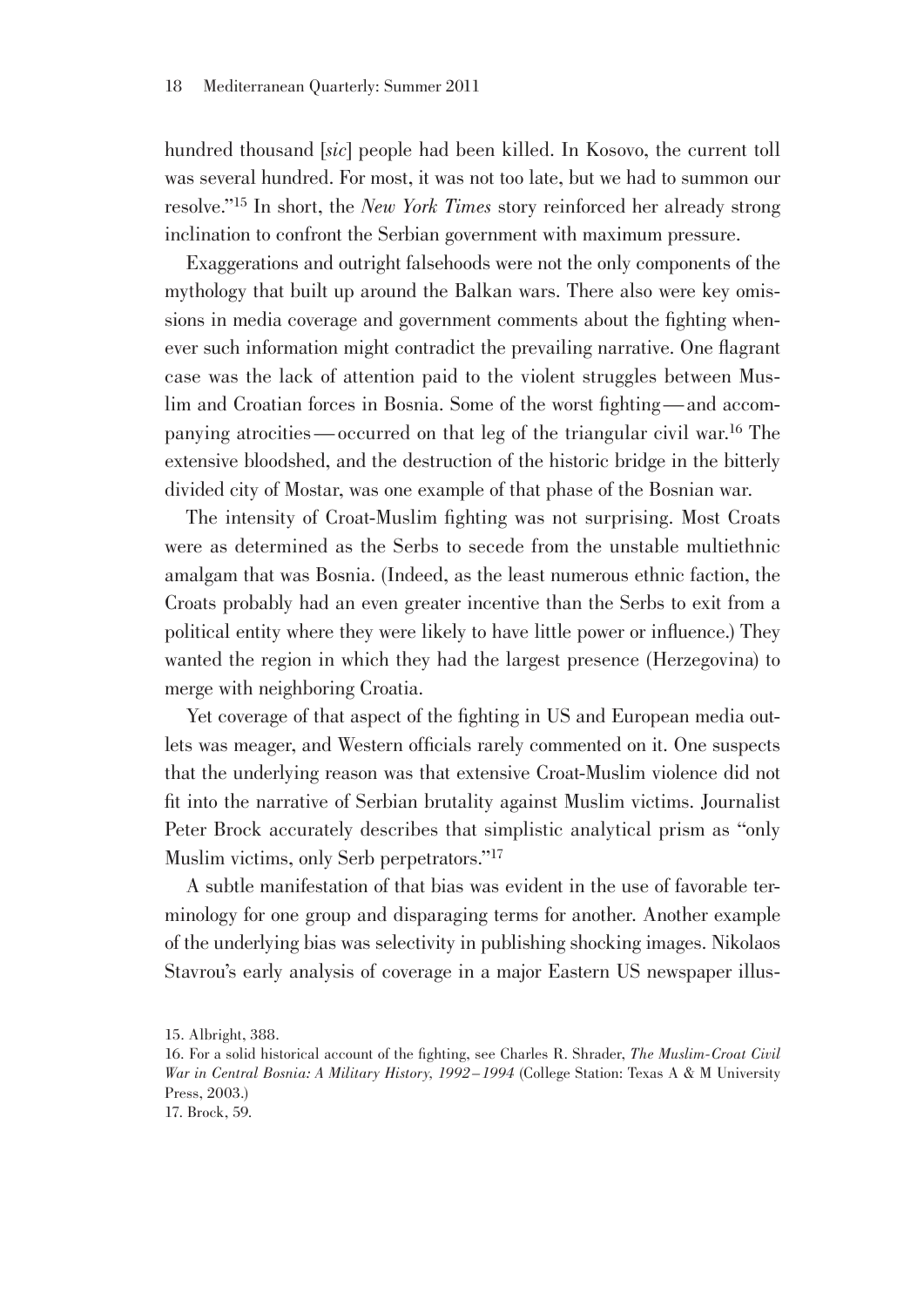hundred thousand [sic] people had been killed. In Kosovo, the current toll was several hundred. For most, it was not too late, but we had to summon our resolve."[15] In short, the *New York Times* story reinforced her already strong inclination to confront the Serbian government with maximum pressure.

Exaggerations and outright falsehoods were not the only components of the mythology that built up around the Balkan wars. There also were key omissions in media coverage and government comments about the fighting whenever such information might contradict the prevailing narrative. One flagrant case was the lack of attention paid to the violent struggles between Muslim and Croatian forces in Bosnia. Some of the worst fighting — and accompanying atrocities — occurred on that leg of the triangular civil war.[16] The extensive bloodshed, and the destruction of the historic bridge in the bitterly divided city of Mostar, was one example of that phase of the Bosnian war.

The intensity of Croat-Muslim fighting was not surprising. Most Croats were as determined as the Serbs to secede from the unstable multiethnic amalgam that was Bosnia. (Indeed, as the least numerous ethnic faction, the Croats probably had an even greater incentive than the Serbs to exit from a political entity where they were likely to have little power or influence.) They wanted the region in which they had the largest presence (Herzegovina) to merge with neighboring Croatia.

Yet coverage of that aspect of the fighting in US and European media outlets was meager, and Western officials rarely commented on it. One suspects that the underlying reason was that extensive Croat-Muslim violence did not fit into the narrative of Serbian brutality against Muslim victims. Journalist Peter Brock accurately describes that simplistic analytical prism as "only Muslim victims, only Serb perpetrators."[17]

A subtle manifestation of that bias was evident in the use of favorable terminology for one group and disparaging terms for another. Another example of the underlying bias was selectivity in publishing shocking images. Nikolaos Stavrou's early analysis of coverage in a major Eastern US newspaper illus-

15. Albright, 388.

16. For a solid historical account of the fighting, see Charles R. Shrader, *The Muslim-Croat Civil War in Central Bosnia: A Military History, 1992–1994* (College Station: Texas A & M University Press, 2003.)

17. Brock, 59.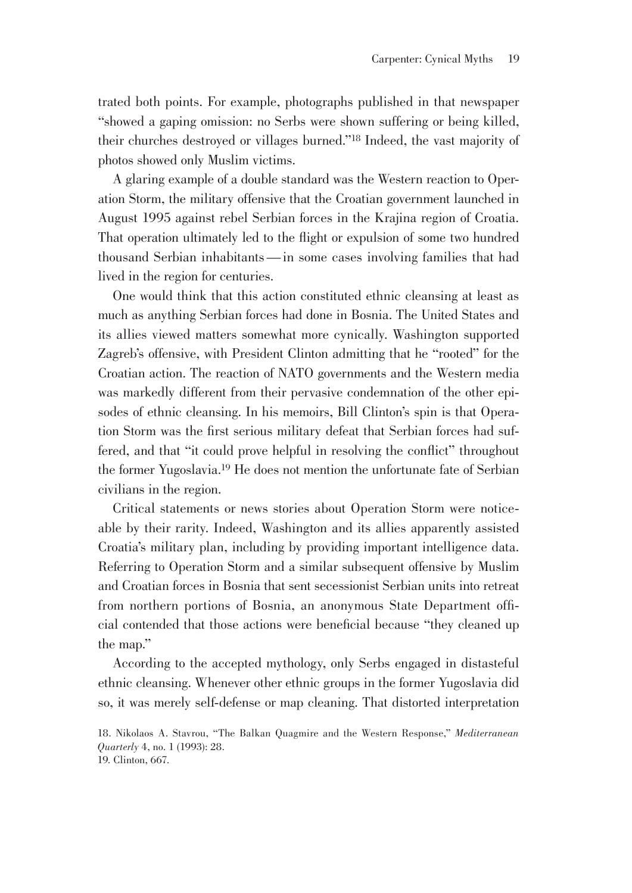trated both points. For example, photographs published in that newspaper "showed a gaping omission: no Serbs were shown suffering or being killed, their churches destroyed or villages burned."[18] Indeed, the vast majority of photos showed only Muslim victims.

A glaring example of a double standard was the Western reaction to Operation Storm, the military offensive that the Croatian government launched in August 1995 against rebel Serbian forces in the Krajina region of Croatia. That operation ultimately led to the flight or expulsion of some two hundred thousand Serbian inhabitants—in some cases involving families that had lived in the region for centuries.

One would think that this action constituted ethnic cleansing at least as much as anything Serbian forces had done in Bosnia. The United States and its allies viewed matters somewhat more cynically. Washington supported Zagreb's offensive, with President Clinton admitting that he "rooted" for the Croatian action. The reaction of NATO governments and the Western media was markedly different from their pervasive condemnation of the other episodes of ethnic cleansing. In his memoirs, Bill Clinton's spin is that Operation Storm was the first serious military defeat that Serbian forces had suffered, and that "it could prove helpful in resolving the conflict" throughout the former Yugoslavia.[19] He does not mention the unfortunate fate of Serbian civilians in the region.

Critical statements or news stories about Operation Storm were noticeable by their rarity. Indeed, Washington and its allies apparently assisted Croatia's military plan, including by providing important intelligence data. Referring to Operation Storm and a similar subsequent offensive by Muslim and Croatian forces in Bosnia that sent secessionist Serbian units into retreat from northern portions of Bosnia, an anonymous State Department official contended that those actions were beneficial because "they cleaned up the map."

According to the accepted mythology, only Serbs engaged in distasteful ethnic cleansing. Whenever other ethnic groups in the former Yugoslavia did so, it was merely self-defense or map cleaning. That distorted interpretation

18. Nikolaos A. Stavrou, "The Balkan Quagmire and the Western Response," *Mediterranean Quarterly* 4, no. 1 (1993): 28.

19. Clinton, 667.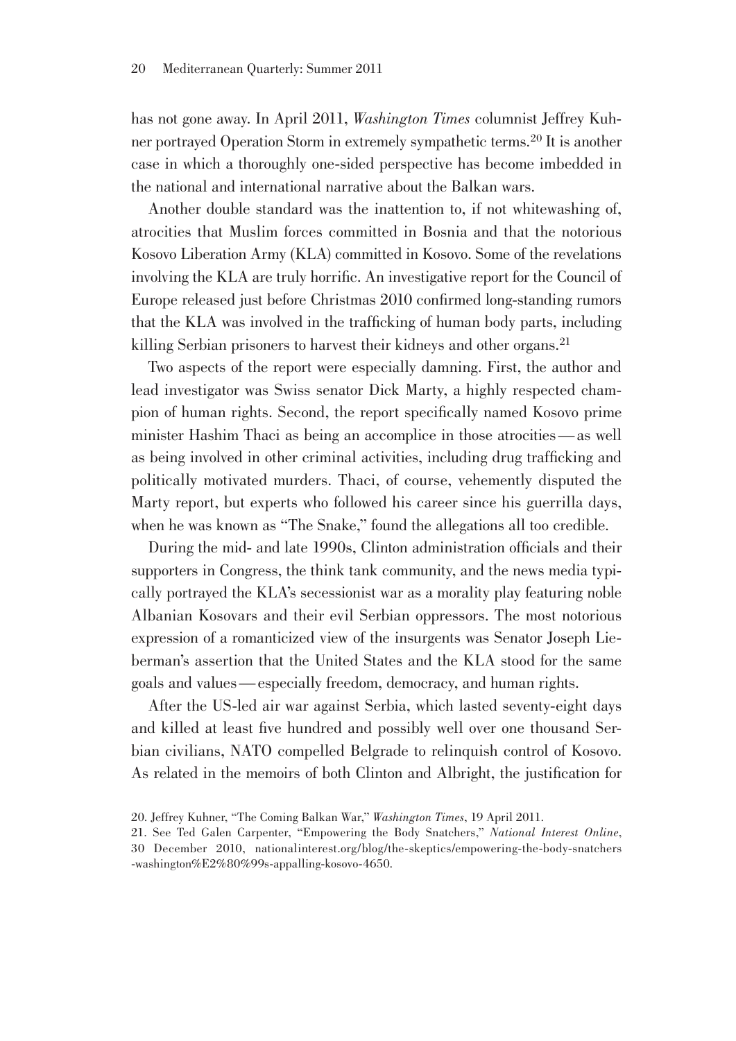has not gone away. In April 2011, *Washington Times* columnist Jeffrey Kuhner portrayed Operation Storm in extremely sympathetic terms.[20] It is another case in which a thoroughly one-sided perspective has become imbedded in the national and international narrative about the Balkan wars.

Another double standard was the inattention to, if not whitewashing of, atrocities that Muslim forces committed in Bosnia and that the notorious Kosovo Liberation Army (KLA) committed in Kosovo. Some of the revelations involving the KLA are truly horrific. An investigative report for the Council of Europe released just before Christmas 2010 confirmed long-standing rumors that the KLA was involved in the trafficking of human body parts, including killing Serbian prisoners to harvest their kidneys and other organs.[21]

Two aspects of the report were especially damning. First, the author and lead investigator was Swiss senator Dick Marty, a highly respected champion of human rights. Second, the report specifically named Kosovo prime minister Hashim Thaci as being an accomplice in those atrocities — as well as being involved in other criminal activities, including drug trafficking and politically motivated murders. Thaci, of course, vehemently disputed the Marty report, but experts who followed his career since his guerrilla days, when he was known as "The Snake," found the allegations all too credible.

During the mid- and late 1990s, Clinton administration officials and their supporters in Congress, the think tank community, and the news media typically portrayed the KLA's secessionist war as a morality play featuring noble Albanian Kosovars and their evil Serbian oppressors. The most notorious expression of a romanticized view of the insurgents was Senator Joseph Lieberman's assertion that the United States and the KLA stood for the same goals and values — especially freedom, democracy, and human rights.

After the US-led air war against Serbia, which lasted seventy-eight days and killed at least five hundred and possibly well over one thousand Serbian civilians, NATO compelled Belgrade to relinquish control of Kosovo. As related in the memoirs of both Clinton and Albright, the justification for

20. Jeffrey Kuhner, "The Coming Balkan War," *Washington Times*, 19 April 2011.

21. See Ted Galen Carpenter, "Empowering the Body Snatchers," *National Interest Online*, 30 December 2010, nationalinterest.org/blog/the-skeptics/empowering-the-body-snatchers-washington%E2%80%99s-appalling-kosovo-4650.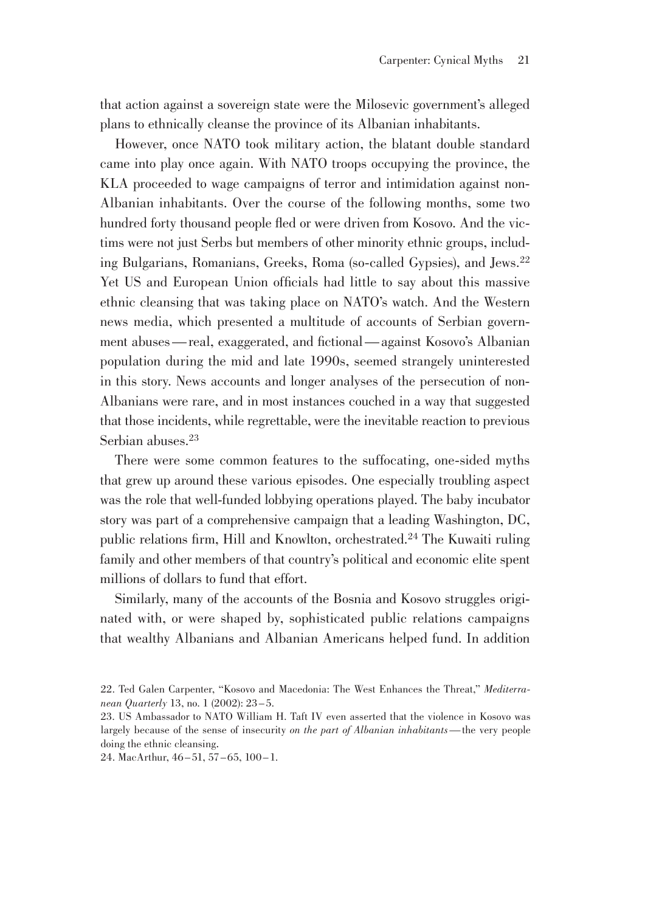that action against a sovereign state were the Milosevic government's alleged plans to ethnically cleanse the province of its Albanian inhabitants.

However, once NATO took military action, the blatant double standard came into play once again. With NATO troops occupying the province, the KLA proceeded to wage campaigns of terror and intimidation against non-Albanian inhabitants. Over the course of the following months, some two hundred forty thousand people fled or were driven from Kosovo. And the victims were not just Serbs but members of other minority ethnic groups, including Bulgarians, Romanians, Greeks, Roma (so-called Gypsies), and Jews.[22] Yet US and European Union officials had little to say about this massive ethnic cleansing that was taking place on NATO's watch. And the Western news media, which presented a multitude of accounts of Serbian government abuses — real, exaggerated, and fictional — against Kosovo's Albanian population during the mid and late 1990s, seemed strangely uninterested in this story. News accounts and longer analyses of the persecution of non-Albanians were rare, and in most instances couched in a way that suggested that those incidents, while regrettable, were the inevitable reaction to previous Serbian abuses.[23]

There were some common features to the suffocating, one-sided myths that grew up around these various episodes. One especially troubling aspect was the role that well-funded lobbying operations played. The baby incubator story was part of a comprehensive campaign that a leading Washington, DC, public relations firm, Hill and Knowlton, orchestrated.[24] The Kuwaiti ruling family and other members of that country's political and economic elite spent millions of dollars to fund that effort.

Similarly, many of the accounts of the Bosnia and Kosovo struggles originated with, or were shaped by, sophisticated public relations campaigns that wealthy Albanians and Albanian Americans helped fund. In addition

22. Ted Galen Carpenter, "Kosovo and Macedonia: The West Enhances the Threat," *Mediterranean Quarterly* 13, no. 1 (2002): 23–5.

23. US Ambassador to NATO William H. Taft IV even asserted that the violence in Kosovo was largely because of the sense of insecurity *on the part of Albanian inhabitants* — the very people doing the ethnic cleansing.

24. MacArthur, 46–51, 57–65, 100–1.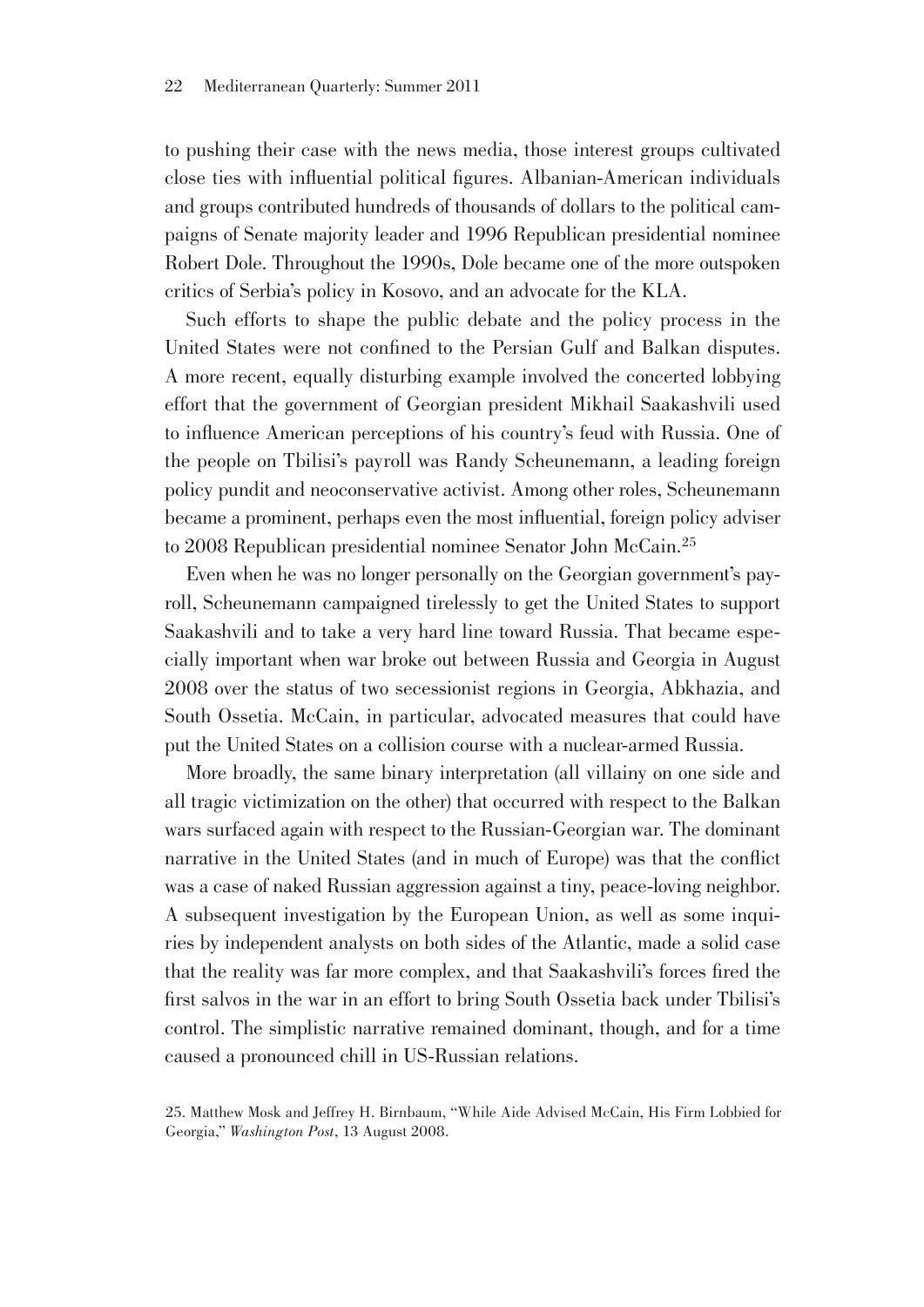to pushing their case with the news media, those interest groups cultivated close ties with influential political figures. Albanian-American individuals and groups contributed hundreds of thousands of dollars to the political campaigns of Senate majority leader and 1996 Republican presidential nominee Robert Dole. Throughout the 1990s, Dole became one of the more outspoken critics of Serbia's policy in Kosovo, and an advocate for the KLA.

Such efforts to shape the public debate and the policy process in the United States were not confined to the Persian Gulf and Balkan disputes. A more recent, equally disturbing example involved the concerted lobbying effort that the government of Georgian president Mikhail Saakashvili used to influence American perceptions of his country's feud with Russia. One of the people on Tbilisi's payroll was Randy Scheunemann, a leading foreign policy pundit and neoconservative activist. Among other roles, Scheunemann became a prominent, perhaps even the most influential, foreign policy adviser to 2008 Republican presidential nominee Senator John McCain.[25]

Even when he was no longer personally on the Georgian government's payroll, Scheunemann campaigned tirelessly to get the United States to support Saakashvili and to take a very hard line toward Russia. That became especially important when war broke out between Russia and Georgia in August 2008 over the status of two secessionist regions in Georgia, Abkhazia, and South Ossetia. McCain, in particular, advocated measures that could have put the United States on a collision course with a nuclear-armed Russia.

More broadly, the same binary interpretation (all villainy on one side and all tragic victimization on the other) that occurred with respect to the Balkan wars surfaced again with respect to the Russian-Georgian war. The dominant narrative in the United States (and in much of Europe) was that the conflict was a case of naked Russian aggression against a tiny, peace-loving neighbor. A subsequent investigation by the European Union, as well as some inquiries by independent analysts on both sides of the Atlantic, made a solid case that the reality was far more complex, and that Saakashvili's forces fired the first salvos in the war in an effort to bring South Ossetia back under Tbilisi's control. The simplistic narrative remained dominant, though, and for a time caused a pronounced chill in US-Russian relations.

25. Matthew Mosk and Jeffrey H. Birnbaum, "While Aide Advised McCain, His Firm Lobbied for Georgia," *Washington Post*, 13 August 2008.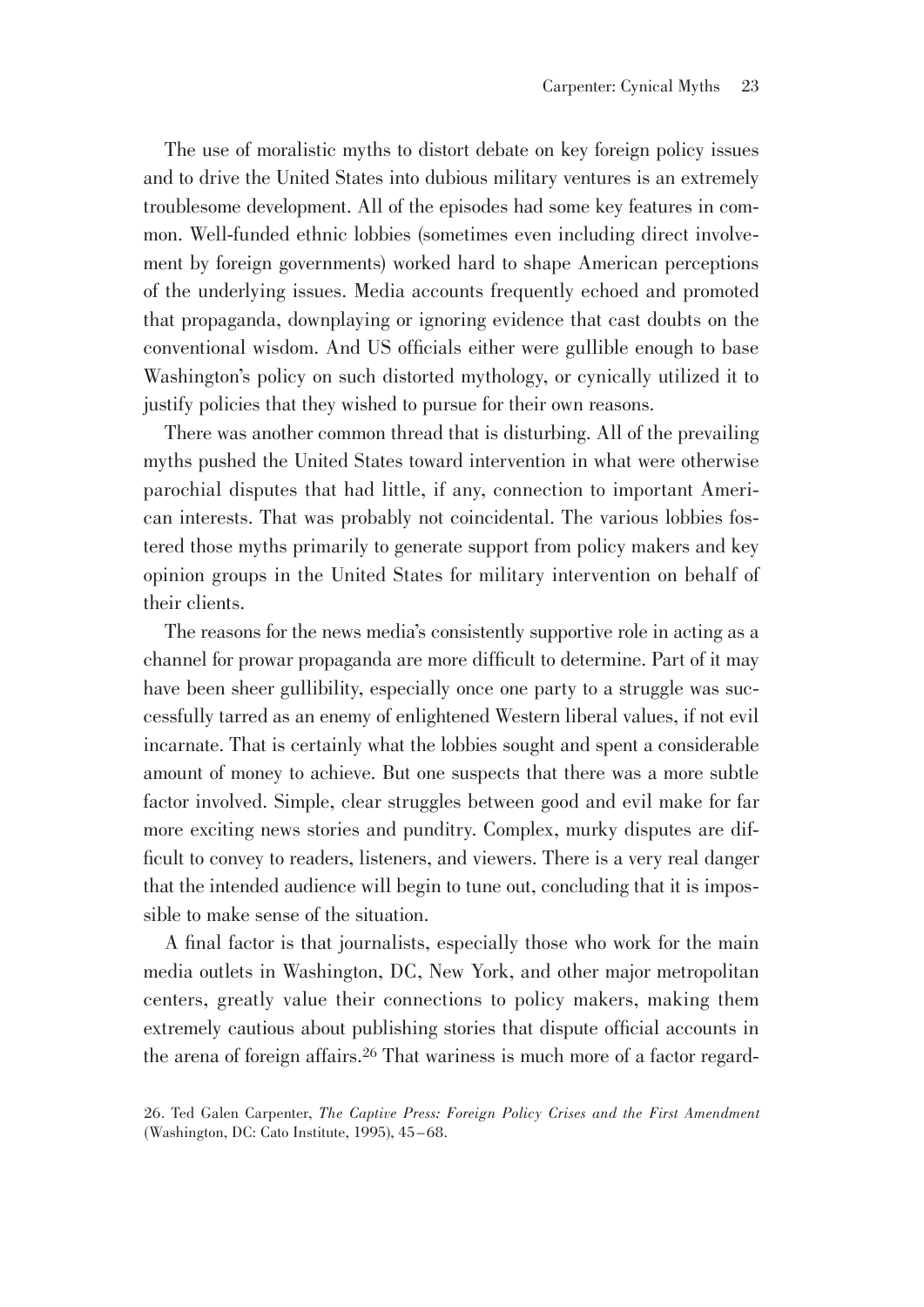The use of moralistic myths to distort debate on key foreign policy issues and to drive the United States into dubious military ventures is an extremely troublesome development. All of the episodes had some key features in common. Well-funded ethnic lobbies (sometimes even including direct involvement by foreign governments) worked hard to shape American perceptions of the underlying issues. Media accounts frequently echoed and promoted that propaganda, downplaying or ignoring evidence that cast doubts on the conventional wisdom. And US officials either were gullible enough to base Washington's policy on such distorted mythology, or cynically utilized it to justify policies that they wished to pursue for their own reasons.

There was another common thread that is disturbing. All of the prevailing myths pushed the United States toward intervention in what were otherwise parochial disputes that had little, if any, connection to important American interests. That was probably not coincidental. The various lobbies fostered those myths primarily to generate support from policy makers and key opinion groups in the United States for military intervention on behalf of their clients.

The reasons for the news media's consistently supportive role in acting as a channel for prowar propaganda are more difficult to determine. Part of it may have been sheer gullibility, especially once one party to a struggle was successfully tarred as an enemy of enlightened Western liberal values, if not evil incarnate. That is certainly what the lobbies sought and spent a considerable amount of money to achieve. But one suspects that there was a more subtle factor involved. Simple, clear struggles between good and evil make for far more exciting news stories and punditry. Complex, murky disputes are difficult to convey to readers, listeners, and viewers. There is a very real danger that the intended audience will begin to tune out, concluding that it is impossible to make sense of the situation.

A final factor is that journalists, especially those who work for the main media outlets in Washington, DC, New York, and other major metropolitan centers, greatly value their connections to policy makers, making them extremely cautious about publishing stories that dispute official accounts in the arena of foreign affairs.[26] That wariness is much more of a factor regard-

26. Ted Galen Carpenter, *The Captive Press: Foreign Policy Crises and the First Amendment* (Washington, DC: Cato Institute, 1995), 45–68.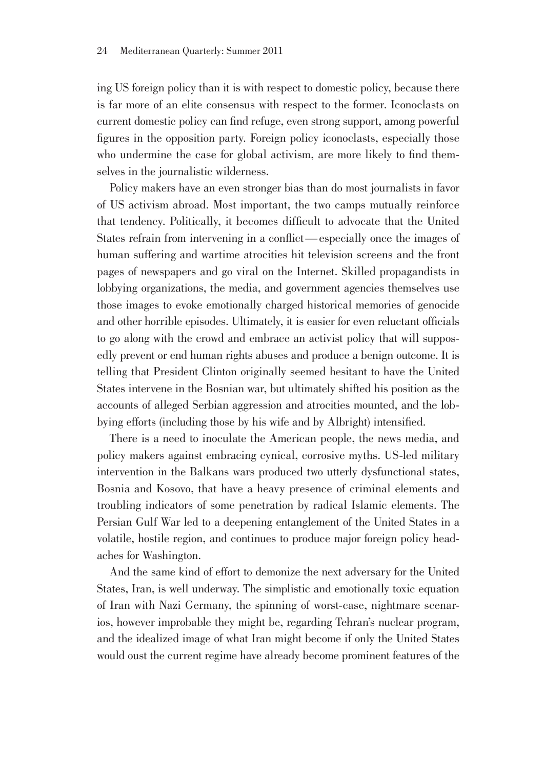ing US foreign policy than it is with respect to domestic policy, because there is far more of an elite consensus with respect to the former. Iconoclasts on current domestic policy can find refuge, even strong support, among powerful figures in the opposition party. Foreign policy iconoclasts, especially those who undermine the case for global activism, are more likely to find themselves in the journalistic wilderness.

Policy makers have an even stronger bias than do most journalists in favor of US activism abroad. Most important, the two camps mutually reinforce that tendency. Politically, it becomes difficult to advocate that the United States refrain from intervening in a conflict — especially once the images of human suffering and wartime atrocities hit television screens and the front pages of newspapers and go viral on the Internet. Skilled propagandists in lobbying organizations, the media, and government agencies themselves use those images to evoke emotionally charged historical memories of genocide and other horrible episodes. Ultimately, it is easier for even reluctant officials to go along with the crowd and embrace an activist policy that will supposedly prevent or end human rights abuses and produce a benign outcome. It is telling that President Clinton originally seemed hesitant to have the United States intervene in the Bosnian war, but ultimately shifted his position as the accounts of alleged Serbian aggression and atrocities mounted, and the lobbying efforts (including those by his wife and by Albright) intensified.

There is a need to inoculate the American people, the news media, and policy makers against embracing cynical, corrosive myths. US-led military intervention in the Balkans wars produced two utterly dysfunctional states, Bosnia and Kosovo, that have a heavy presence of criminal elements and troubling indicators of some penetration by radical Islamic elements. The Persian Gulf War led to a deepening entanglement of the United States in a volatile, hostile region, and continues to produce major foreign policy headaches for Washington.

And the same kind of effort to demonize the next adversary for the United States, Iran, is well underway. The simplistic and emotionally toxic equation of Iran with Nazi Germany, the spinning of worst-case, nightmare scenarios, however improbable they might be, regarding Tehran's nuclear program, and the idealized image of what Iran might become if only the United States would oust the current regime have already become prominent features of the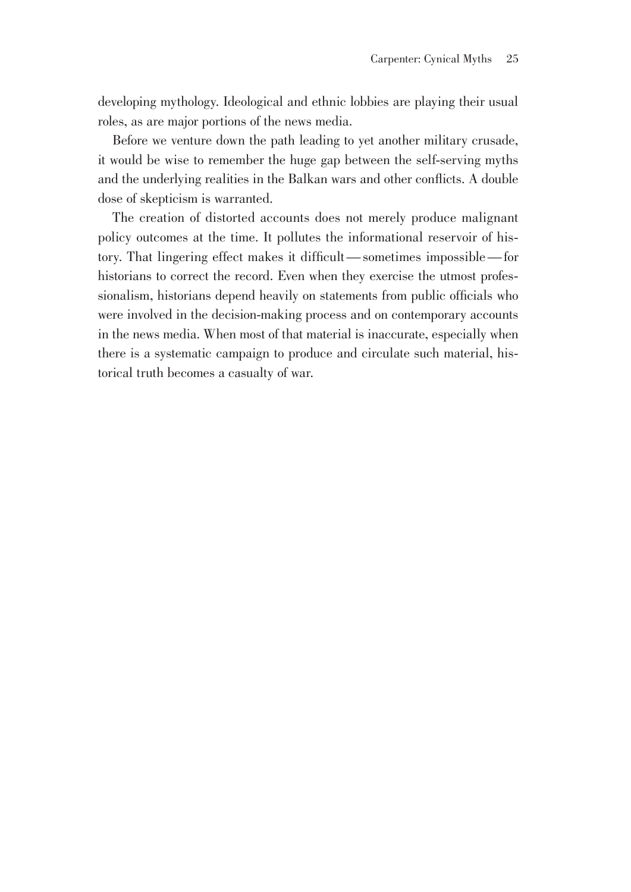developing mythology. Ideological and ethnic lobbies are playing their usual roles, as are major portions of the news media.

Before we venture down the path leading to yet another military crusade, it would be wise to remember the huge gap between the self-serving myths and the underlying realities in the Balkan wars and other conflicts. A double dose of skepticism is warranted.

The creation of distorted accounts does not merely produce malignant policy outcomes at the time. It pollutes the informational reservoir of history. That lingering effect makes it difficult—sometimes impossible—for historians to correct the record. Even when they exercise the utmost professionalism, historians depend heavily on statements from public officials who were involved in the decision-making process and on contemporary accounts in the news media. When most of that material is inaccurate, especially when there is a systematic campaign to produce and circulate such material, historical truth becomes a casualty of war.